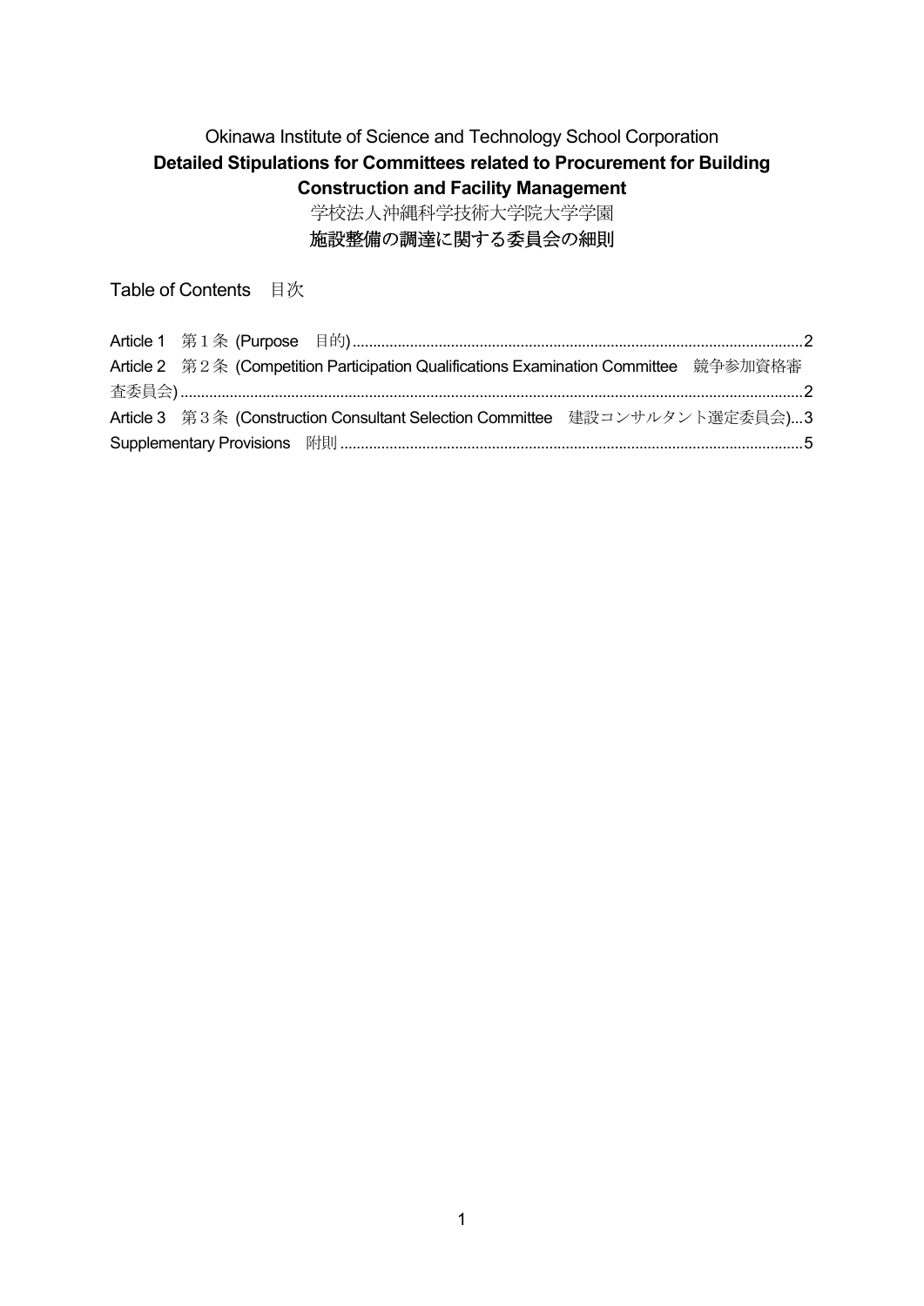Okinawa Institute of Science and Technology School Corporation

**Detailed Stipulations for Committees related to Procurement for Building Construction and Facility Management**

学校法人沖縄科学技術大学院大学学園

**施設整備の調達に関する委員会の細則**

Table of Contents　目次

Article 1　第１条 (Purpose　目的) ............................................................................................................2

Article 2　第２条 (Competition Participation Qualifications Examination Committee　競争参加資格審査委員会) ....................................................................................................................................2

Article 3　第３条 (Construction Consultant Selection Committee　建設コンサルタント選定委員会)...3

Supplementary Provisions　附則 ................................................................................................................5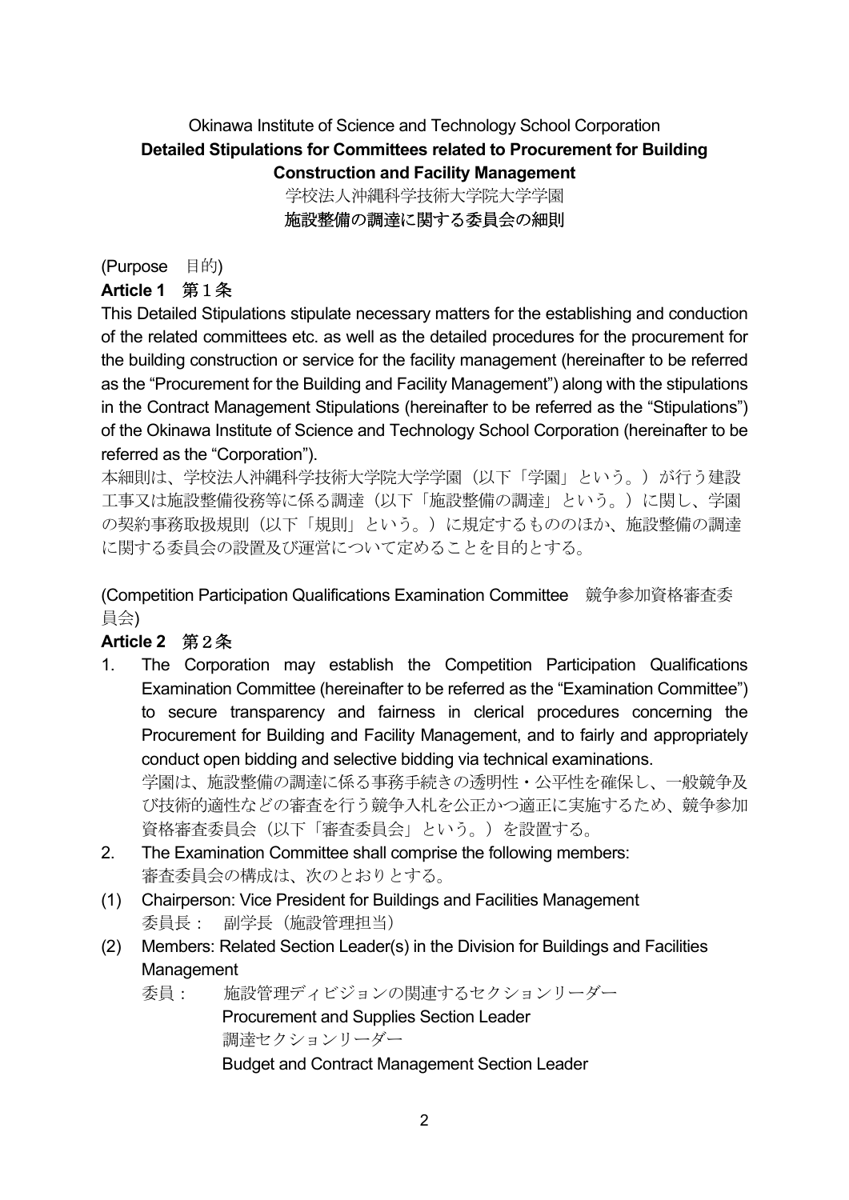Okinawa Institute of Science and Technology School Corporation

**Detailed Stipulations for Committees related to Procurement for Building Construction and Facility Management**

学校法人沖縄科学技術大学院大学学園

**施設整備の調達に関する委員会の細則**

(Purpose　目的)

**Article 1　第１条**

This Detailed Stipulations stipulate necessary matters for the establishing and conduction of the related committees etc. as well as the detailed procedures for the procurement for the building construction or service for the facility management (hereinafter to be referred as the "Procurement for the Building and Facility Management") along with the stipulations in the Contract Management Stipulations (hereinafter to be referred as the "Stipulations") of the Okinawa Institute of Science and Technology School Corporation (hereinafter to be referred as the "Corporation").

本細則は、学校法人沖縄科学技術大学院大学学園（以下「学園」という。）が行う建設工事又は施設整備役務等に係る調達（以下「施設整備の調達」という。）に関し、学園の契約事務取扱規則（以下「規則」という。）に規定するもののほか、施設整備の調達に関する委員会の設置及び運営について定めることを目的とする。

(Competition Participation Qualifications Examination Committee　競争参加資格審査委員会)

**Article 2　第２条**

1. The Corporation may establish the Competition Participation Qualifications Examination Committee (hereinafter to be referred as the "Examination Committee") to secure transparency and fairness in clerical procedures concerning the Procurement for Building and Facility Management, and to fairly and appropriately conduct open bidding and selective bidding via technical examinations.
   学園は、施設整備の調達に係る事務手続きの透明性・公平性を確保し、一般競争及び技術的適性などの審査を行う競争入札を公正かつ適正に実施するため、競争参加資格審査委員会（以下「審査委員会」という。）を設置する。
2. The Examination Committee shall comprise the following members:
   審査委員会の構成は、次のとおりとする。

(1) Chairperson: Vice President for Buildings and Facilities Management
   委員長：　副学長（施設管理担当）

(2) Members: Related Section Leader(s) in the Division for Buildings and Facilities Management
   委員：　施設管理ディビジョンの関連するセクションリーダー
   Procurement and Supplies Section Leader
   調達セクションリーダー
   Budget and Contract Management Section Leader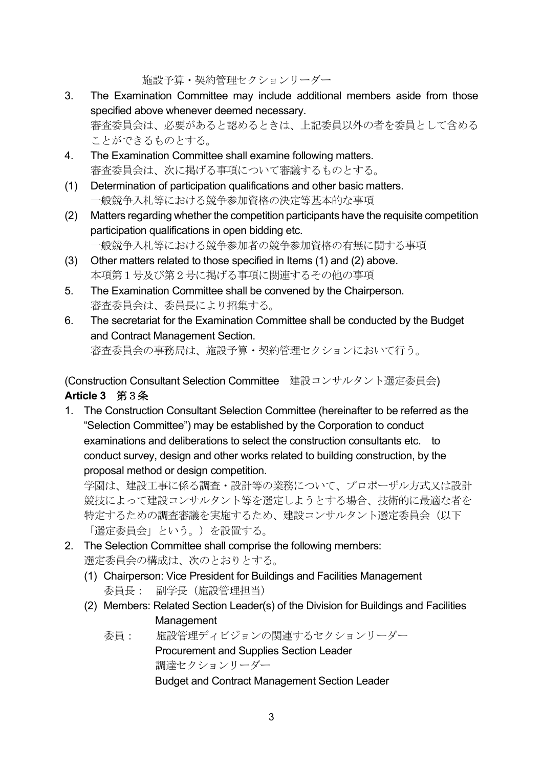施設予算・契約管理セクションリーダー

3. The Examination Committee may include additional members aside from those specified above whenever deemed necessary.
   審査委員会は、必要があると認めるときは、上記委員以外の者を委員として含めることができるものとする。
4. The Examination Committee shall examine following matters.
   審査委員会は、次に掲げる事項について審議するものとする。

(1) Determination of participation qualifications and other basic matters.
    一般競争入札等における競争参加資格の決定等基本的な事項
(2) Matters regarding whether the competition participants have the requisite competition participation qualifications in open bidding etc.
    一般競争入札等における競争参加者の競争参加資格の有無に関する事項
(3) Other matters related to those specified in Items (1) and (2) above.
    本項第１号及び第２号に掲げる事項に関連するその他の事項

5. The Examination Committee shall be convened by the Chairperson.
   審査委員会は、委員長により招集する。
6. The secretariat for the Examination Committee shall be conducted by the Budget and Contract Management Section.
   審査委員会の事務局は、施設予算・契約管理セクションにおいて行う。

(Construction Consultant Selection Committee　建設コンサルタント選定委員会)

**Article 3　第３条**

1. The Construction Consultant Selection Committee (hereinafter to be referred as the "Selection Committee") may be established by the Corporation to conduct examinations and deliberations to select the construction consultants etc.　to conduct survey, design and other works related to building construction, by the proposal method or design competition.
   学園は、建設工事に係る調査・設計等の業務について、プロポーザル方式又は設計競技によって建設コンサルタント等を選定しようとする場合、技術的に最適な者を特定するための調査審議を実施するため、建設コンサルタント選定委員会（以下「選定委員会」という。）を設置する。
2. The Selection Committee shall comprise the following members:
   選定委員会の構成は、次のとおりとする。
   (1) Chairperson: Vice President for Buildings and Facilities Management
       委員長：　副学長（施設管理担当）
   (2) Members: Related Section Leader(s) of the Division for Buildings and Facilities Management
       委員：　施設管理ディビジョンの関連するセクションリーダー
       Procurement and Supplies Section Leader
       調達セクションリーダー
       Budget and Contract Management Section Leader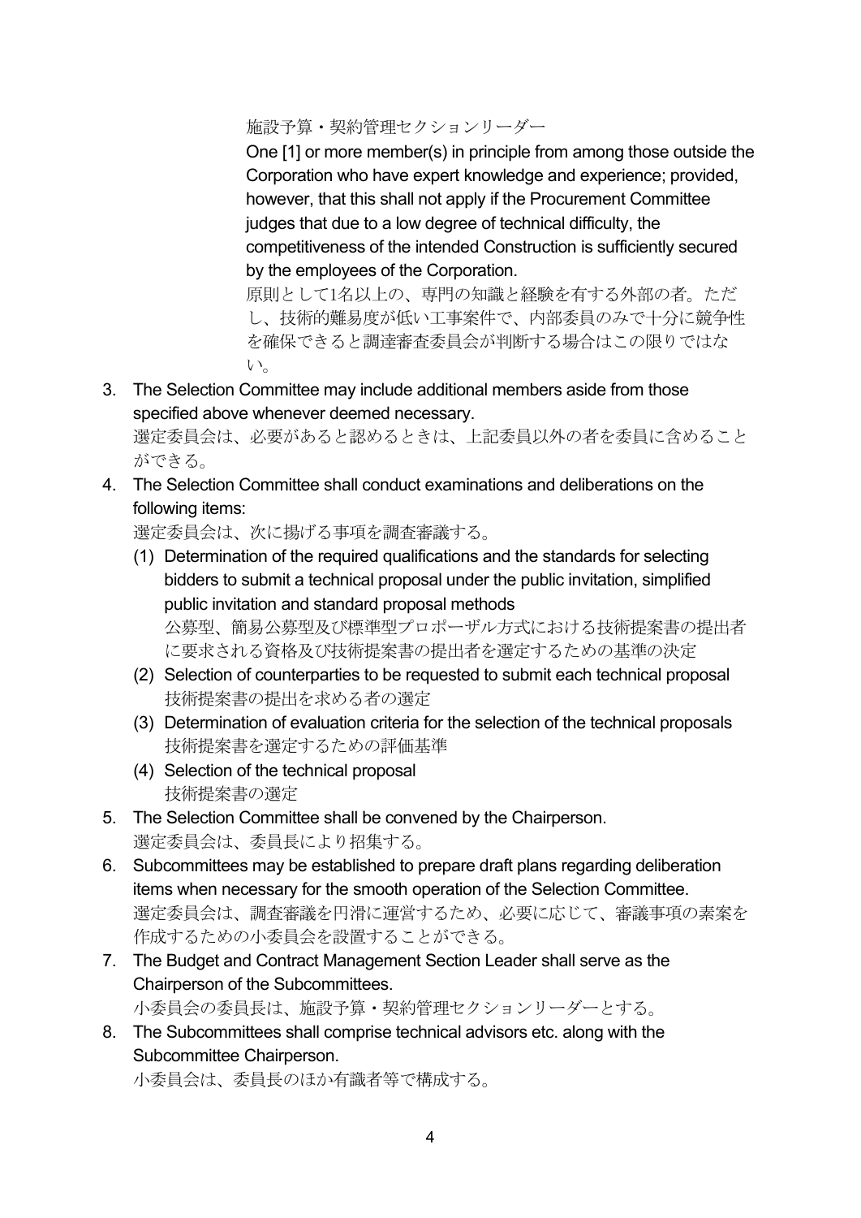施設予算・契約管理セクションリーダー

One [1] or more member(s) in principle from among those outside the Corporation who have expert knowledge and experience; provided, however, that this shall not apply if the Procurement Committee judges that due to a low degree of technical difficulty, the competitiveness of the intended Construction is sufficiently secured by the employees of the Corporation.

原則として1名以上の、専門の知識と経験を有する外部の者。ただし、技術的難易度が低い工事案件で、内部委員のみで十分に競争性を確保できると調達審査委員会が判断する場合はこの限りではない。

3. The Selection Committee may include additional members aside from those specified above whenever deemed necessary.
   選定委員会は、必要があると認めるときは、上記委員以外の者を委員に含めることができる。
4. The Selection Committee shall conduct examinations and deliberations on the following items:
   選定委員会は、次に揚げる事項を調査審議する。
   (1) Determination of the required qualifications and the standards for selecting bidders to submit a technical proposal under the public invitation, simplified public invitation and standard proposal methods
   公募型、簡易公募型及び標準型プロポーザル方式における技術提案書の提出者に要求される資格及び技術提案書の提出者を選定するための基準の決定
   (2) Selection of counterparties to be requested to submit each technical proposal
   技術提案書の提出を求める者の選定
   (3) Determination of evaluation criteria for the selection of the technical proposals
   技術提案書を選定するための評価基準
   (4) Selection of the technical proposal
   技術提案書の選定
5. The Selection Committee shall be convened by the Chairperson.
   選定委員会は、委員長により招集する。
6. Subcommittees may be established to prepare draft plans regarding deliberation items when necessary for the smooth operation of the Selection Committee.
   選定委員会は、調査審議を円滑に運営するため、必要に応じて、審議事項の素案を作成するための小委員会を設置することができる。
7. The Budget and Contract Management Section Leader shall serve as the Chairperson of the Subcommittees.
   小委員会の委員長は、施設予算・契約管理セクションリーダーとする。
8. The Subcommittees shall comprise technical advisors etc. along with the Subcommittee Chairperson.
   小委員会は、委員長のほか有識者等で構成する。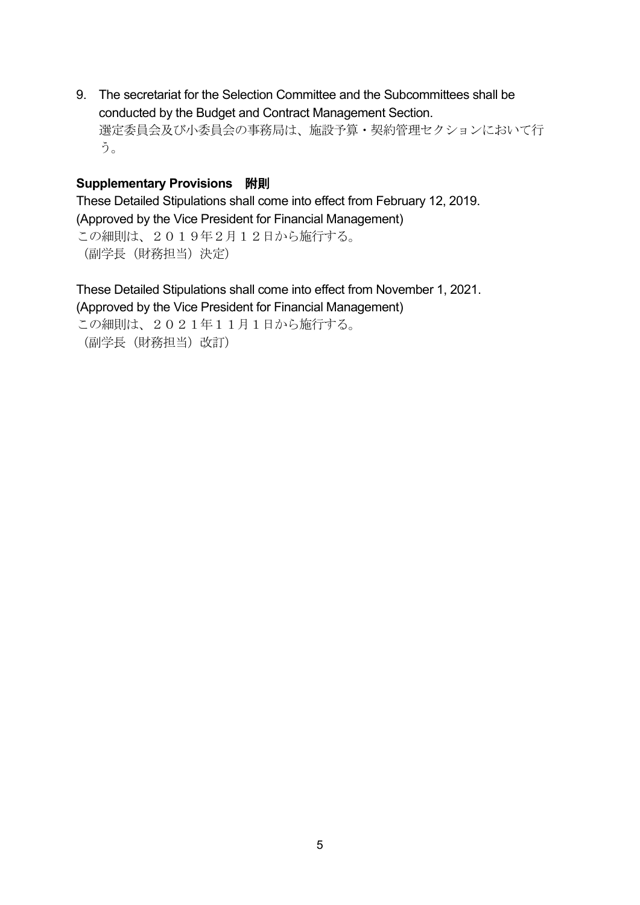9. The secretariat for the Selection Committee and the Subcommittees shall be conducted by the Budget and Contract Management Section.
   選定委員会及び小委員会の事務局は、施設予算・契約管理セクションにおいて行う。

**Supplementary Provisions　附則**

These Detailed Stipulations shall come into effect from February 12, 2019.
(Approved by the Vice President for Financial Management)
この細則は、２０１９年２月１２日から施行する。
（副学長（財務担当）決定）

These Detailed Stipulations shall come into effect from November 1, 2021.
(Approved by the Vice President for Financial Management)
この細則は、２０２１年１１月１日から施行する。
（副学長（財務担当）改訂）